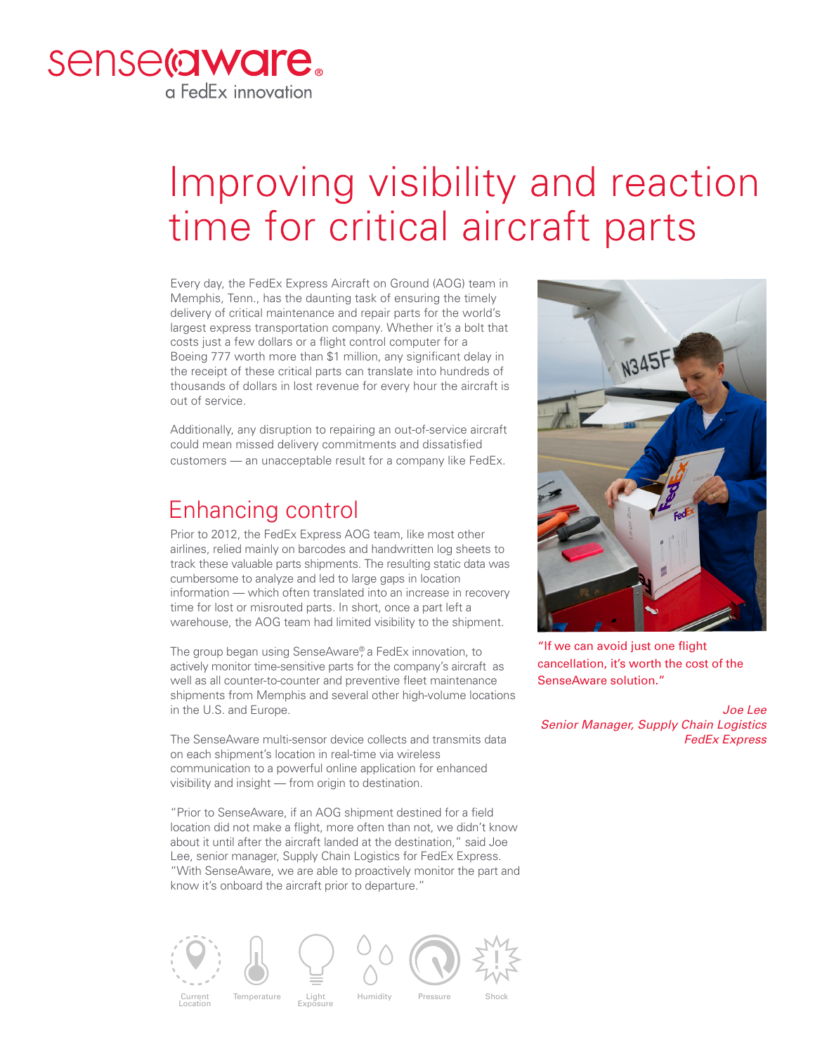senseaware®
a FedEx innovation

# Improving visibility and reaction time for critical aircraft parts

Every day, the FedEx Express Aircraft on Ground (AOG) team in Memphis, Tenn., has the daunting task of ensuring the timely delivery of critical maintenance and repair parts for the world's largest express transportation company. Whether it's a bolt that costs just a few dollars or a flight control computer for a Boeing 777 worth more than $1 million, any significant delay in the receipt of these critical parts can translate into hundreds of thousands of dollars in lost revenue for every hour the aircraft is out of service.

Additionally, any disruption to repairing an out-of-service aircraft could mean missed delivery commitments and dissatisfied customers — an unacceptable result for a company like FedEx.

## Enhancing control

Prior to 2012, the FedEx Express AOG team, like most other airlines, relied mainly on barcodes and handwritten log sheets to track these valuable parts shipments. The resulting static data was cumbersome to analyze and led to large gaps in location information — which often translated into an increase in recovery time for lost or misrouted parts. In short, once a part left a warehouse, the AOG team had limited visibility to the shipment.

The group began using SenseAware®, a FedEx innovation, to actively monitor time-sensitive parts for the company's aircraft as well as all counter-to-counter and preventive fleet maintenance shipments from Memphis and several other high-volume locations in the U.S. and Europe.

The SenseAware multi-sensor device collects and transmits data on each shipment's location in real-time via wireless communication to a powerful online application for enhanced visibility and insight — from origin to destination.

"Prior to SenseAware, if an AOG shipment destined for a field location did not make a flight, more often than not, we didn't know about it until after the aircraft landed at the destination," said Joe Lee, senior manager, Supply Chain Logistics for FedEx Express. "With SenseAware, we are able to proactively monitor the part and know it's onboard the aircraft prior to departure."

"If we can avoid just one flight cancellation, it's worth the cost of the SenseAware solution."

*Joe Lee*
*Senior Manager, Supply Chain Logistics*
*FedEx Express*

Current Location | Temperature | Light Exposure | Humidity | Pressure | Shock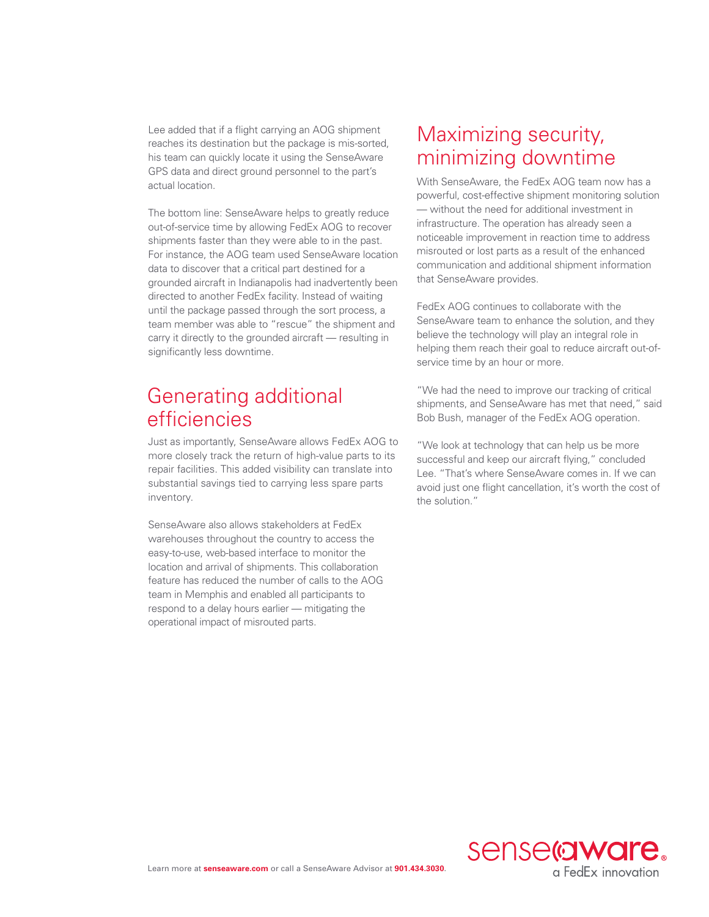Lee added that if a flight carrying an AOG shipment reaches its destination but the package is mis-sorted, his team can quickly locate it using the SenseAware GPS data and direct ground personnel to the part's actual location.

The bottom line: SenseAware helps to greatly reduce out-of-service time by allowing FedEx AOG to recover shipments faster than they were able to in the past. For instance, the AOG team used SenseAware location data to discover that a critical part destined for a grounded aircraft in Indianapolis had inadvertently been directed to another FedEx facility. Instead of waiting until the package passed through the sort process, a team member was able to "rescue" the shipment and carry it directly to the grounded aircraft — resulting in significantly less downtime.

## Generating additional efficiencies

Just as importantly, SenseAware allows FedEx AOG to more closely track the return of high-value parts to its repair facilities. This added visibility can translate into substantial savings tied to carrying less spare parts inventory.

SenseAware also allows stakeholders at FedEx warehouses throughout the country to access the easy-to-use, web-based interface to monitor the location and arrival of shipments. This collaboration feature has reduced the number of calls to the AOG team in Memphis and enabled all participants to respond to a delay hours earlier — mitigating the operational impact of misrouted parts.

## Maximizing security, minimizing downtime

With SenseAware, the FedEx AOG team now has a powerful, cost-effective shipment monitoring solution — without the need for additional investment in infrastructure. The operation has already seen a noticeable improvement in reaction time to address misrouted or lost parts as a result of the enhanced communication and additional shipment information that SenseAware provides.

FedEx AOG continues to collaborate with the SenseAware team to enhance the solution, and they believe the technology will play an integral role in helping them reach their goal to reduce aircraft out-of-service time by an hour or more.

"We had the need to improve our tracking of critical shipments, and SenseAware has met that need," said Bob Bush, manager of the FedEx AOG operation.

"We look at technology that can help us be more successful and keep our aircraft flying," concluded Lee. "That's where SenseAware comes in. If we can avoid just one flight cancellation, it's worth the cost of the solution."

Learn more at **senseaware.com** or call a SenseAware Advisor at **901.434.3030**.

senseaware® a FedEx innovation